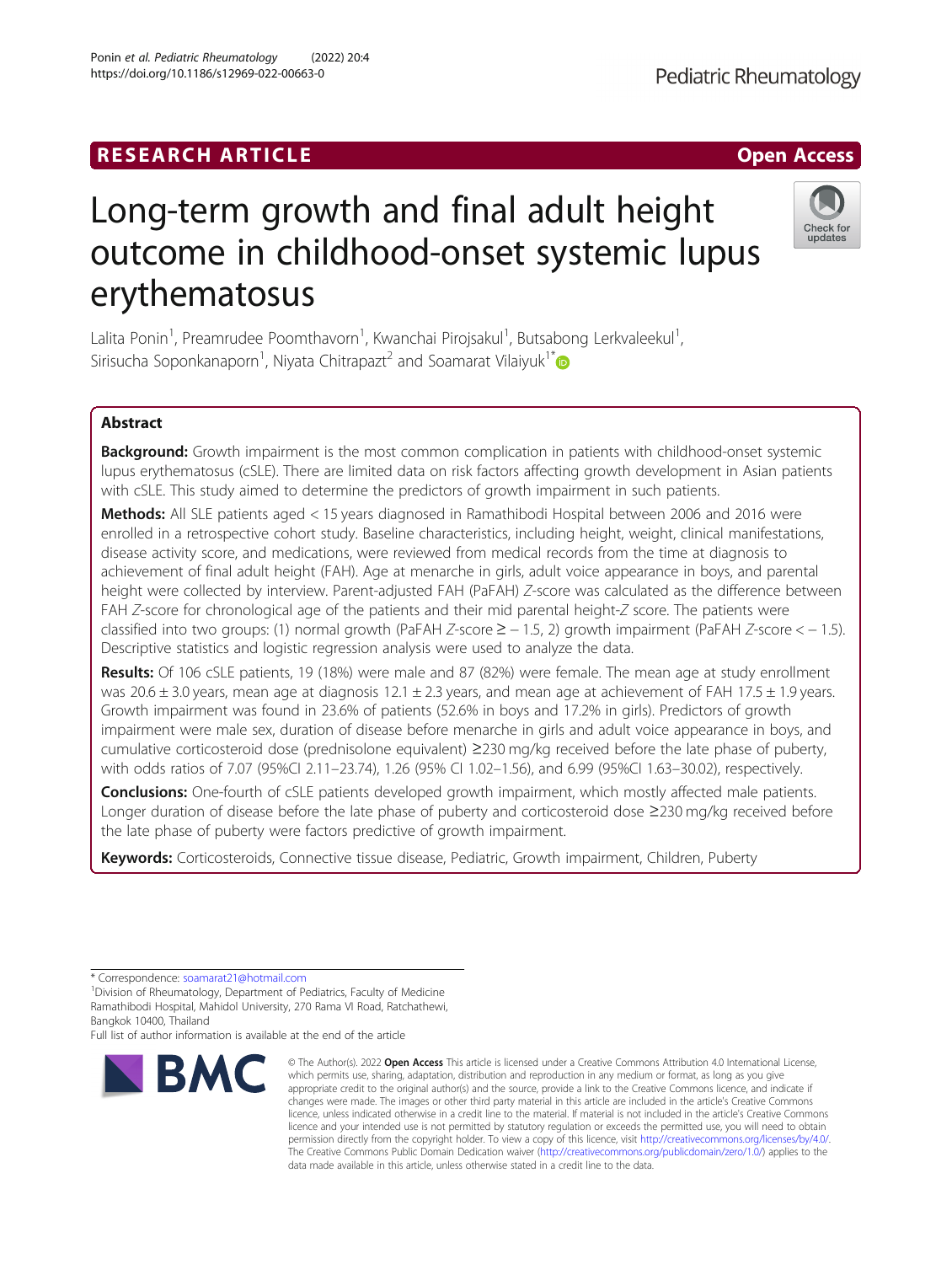RESEARCH ARTICLE

Open Access

# Long-term growth and final adult height outcome in childhood-onset systemic lupus erythematosus

Lalita Ponin[1], Preamrudee Poomthavorn[1], Kwanchai Pirojsakul[1], Butsabong Lerkvaleekul[1], Sirisucha Soponkanaporn[1], Niyata Chitrapazt[2] and Soamarat Vilaiyuk[1*]

## Abstract

**Background:** Growth impairment is the most common complication in patients with childhood-onset systemic lupus erythematosus (cSLE). There are limited data on risk factors affecting growth development in Asian patients with cSLE. This study aimed to determine the predictors of growth impairment in such patients.

**Methods:** All SLE patients aged < 15 years diagnosed in Ramathibodi Hospital between 2006 and 2016 were enrolled in a retrospective cohort study. Baseline characteristics, including height, weight, clinical manifestations, disease activity score, and medications, were reviewed from medical records from the time at diagnosis to achievement of final adult height (FAH). Age at menarche in girls, adult voice appearance in boys, and parental height were collected by interview. Parent-adjusted FAH (PaFAH) *Z*-score was calculated as the difference between FAH *Z*-score for chronological age of the patients and their mid parental height-*Z* score. The patients were classified into two groups: (1) normal growth (PaFAH *Z*-score ≥ − 1.5, 2) growth impairment (PaFAH *Z*-score < − 1.5). Descriptive statistics and logistic regression analysis were used to analyze the data.

**Results:** Of 106 cSLE patients, 19 (18%) were male and 87 (82%) were female. The mean age at study enrollment was 20.6 ± 3.0 years, mean age at diagnosis 12.1 ± 2.3 years, and mean age at achievement of FAH 17.5 ± 1.9 years. Growth impairment was found in 23.6% of patients (52.6% in boys and 17.2% in girls). Predictors of growth impairment were male sex, duration of disease before menarche in girls and adult voice appearance in boys, and cumulative corticosteroid dose (prednisolone equivalent) ≥230 mg/kg received before the late phase of puberty, with odds ratios of 7.07 (95%CI 2.11–23.74), 1.26 (95% CI 1.02–1.56), and 6.99 (95%CI 1.63–30.02), respectively.

**Conclusions:** One-fourth of cSLE patients developed growth impairment, which mostly affected male patients. Longer duration of disease before the late phase of puberty and corticosteroid dose ≥230 mg/kg received before the late phase of puberty were factors predictive of growth impairment.

**Keywords:** Corticosteroids, Connective tissue disease, Pediatric, Growth impairment, Children, Puberty

---

\* Correspondence: soamarat21@hotmail.com

[1]Division of Rheumatology, Department of Pediatrics, Faculty of Medicine Ramathibodi Hospital, Mahidol University, 270 Rama VI Road, Ratchathewi, Bangkok 10400, Thailand

Full list of author information is available at the end of the article

© The Author(s). 2022 **Open Access** This article is licensed under a Creative Commons Attribution 4.0 International License, which permits use, sharing, adaptation, distribution and reproduction in any medium or format, as long as you give appropriate credit to the original author(s) and the source, provide a link to the Creative Commons licence, and indicate if changes were made. The images or other third party material in this article are included in the article's Creative Commons licence, unless indicated otherwise in a credit line to the material. If material is not included in the article's Creative Commons licence and your intended use is not permitted by statutory regulation or exceeds the permitted use, you will need to obtain permission directly from the copyright holder. To view a copy of this licence, visit http://creativecommons.org/licenses/by/4.0/. The Creative Commons Public Domain Dedication waiver (http://creativecommons.org/publicdomain/zero/1.0/) applies to the data made available in this article, unless otherwise stated in a credit line to the data.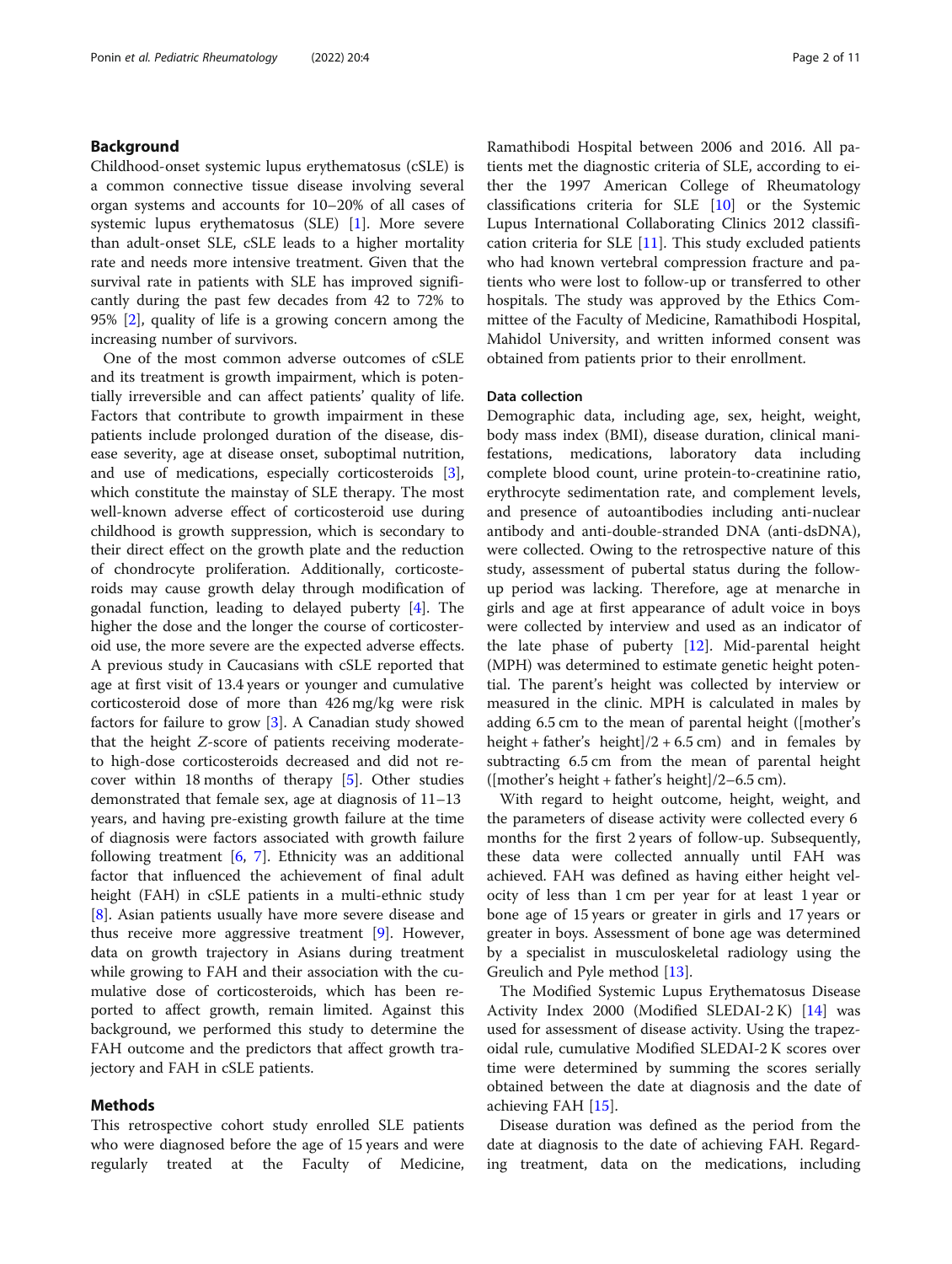## Background

Childhood-onset systemic lupus erythematosus (cSLE) is a common connective tissue disease involving several organ systems and accounts for 10–20% of all cases of systemic lupus erythematosus (SLE) [1]. More severe than adult-onset SLE, cSLE leads to a higher mortality rate and needs more intensive treatment. Given that the survival rate in patients with SLE has improved significantly during the past few decades from 42 to 72% to 95% [2], quality of life is a growing concern among the increasing number of survivors.

One of the most common adverse outcomes of cSLE and its treatment is growth impairment, which is potentially irreversible and can affect patients' quality of life. Factors that contribute to growth impairment in these patients include prolonged duration of the disease, disease severity, age at disease onset, suboptimal nutrition, and use of medications, especially corticosteroids [3], which constitute the mainstay of SLE therapy. The most well-known adverse effect of corticosteroid use during childhood is growth suppression, which is secondary to their direct effect on the growth plate and the reduction of chondrocyte proliferation. Additionally, corticosteroids may cause growth delay through modification of gonadal function, leading to delayed puberty [4]. The higher the dose and the longer the course of corticosteroid use, the more severe are the expected adverse effects. A previous study in Caucasians with cSLE reported that age at first visit of 13.4 years or younger and cumulative corticosteroid dose of more than 426 mg/kg were risk factors for failure to grow [3]. A Canadian study showed that the height *Z*-score of patients receiving moderate-to high-dose corticosteroids decreased and did not recover within 18 months of therapy [5]. Other studies demonstrated that female sex, age at diagnosis of 11–13 years, and having pre-existing growth failure at the time of diagnosis were factors associated with growth failure following treatment [6, 7]. Ethnicity was an additional factor that influenced the achievement of final adult height (FAH) in cSLE patients in a multi-ethnic study [8]. Asian patients usually have more severe disease and thus receive more aggressive treatment [9]. However, data on growth trajectory in Asians during treatment while growing to FAH and their association with the cumulative dose of corticosteroids, which has been reported to affect growth, remain limited. Against this background, we performed this study to determine the FAH outcome and the predictors that affect growth trajectory and FAH in cSLE patients.

## Methods

This retrospective cohort study enrolled SLE patients who were diagnosed before the age of 15 years and were regularly treated at the Faculty of Medicine, Ramathibodi Hospital between 2006 and 2016. All patients met the diagnostic criteria of SLE, according to either the 1997 American College of Rheumatology classifications criteria for SLE [10] or the Systemic Lupus International Collaborating Clinics 2012 classification criteria for SLE [11]. This study excluded patients who had known vertebral compression fracture and patients who were lost to follow-up or transferred to other hospitals. The study was approved by the Ethics Committee of the Faculty of Medicine, Ramathibodi Hospital, Mahidol University, and written informed consent was obtained from patients prior to their enrollment.

### Data collection

Demographic data, including age, sex, height, weight, body mass index (BMI), disease duration, clinical manifestations, medications, laboratory data including complete blood count, urine protein-to-creatinine ratio, erythrocyte sedimentation rate, and complement levels, and presence of autoantibodies including anti-nuclear antibody and anti-double-stranded DNA (anti-dsDNA), were collected. Owing to the retrospective nature of this study, assessment of pubertal status during the follow-up period was lacking. Therefore, age at menarche in girls and age at first appearance of adult voice in boys were collected by interview and used as an indicator of the late phase of puberty [12]. Mid-parental height (MPH) was determined to estimate genetic height potential. The parent's height was collected by interview or measured in the clinic. MPH is calculated in males by adding 6.5 cm to the mean of parental height ([mother's height + father's height]/2 + 6.5 cm) and in females by subtracting 6.5 cm from the mean of parental height ([mother's height + father's height]/2–6.5 cm).

With regard to height outcome, height, weight, and the parameters of disease activity were collected every 6 months for the first 2 years of follow-up. Subsequently, these data were collected annually until FAH was achieved. FAH was defined as having either height velocity of less than 1 cm per year for at least 1 year or bone age of 15 years or greater in girls and 17 years or greater in boys. Assessment of bone age was determined by a specialist in musculoskeletal radiology using the Greulich and Pyle method [13].

The Modified Systemic Lupus Erythematosus Disease Activity Index 2000 (Modified SLEDAI-2 K) [14] was used for assessment of disease activity. Using the trapezoidal rule, cumulative Modified SLEDAI-2 K scores over time were determined by summing the scores serially obtained between the date at diagnosis and the date of achieving FAH [15].

Disease duration was defined as the period from the date at diagnosis to the date of achieving FAH. Regarding treatment, data on the medications, including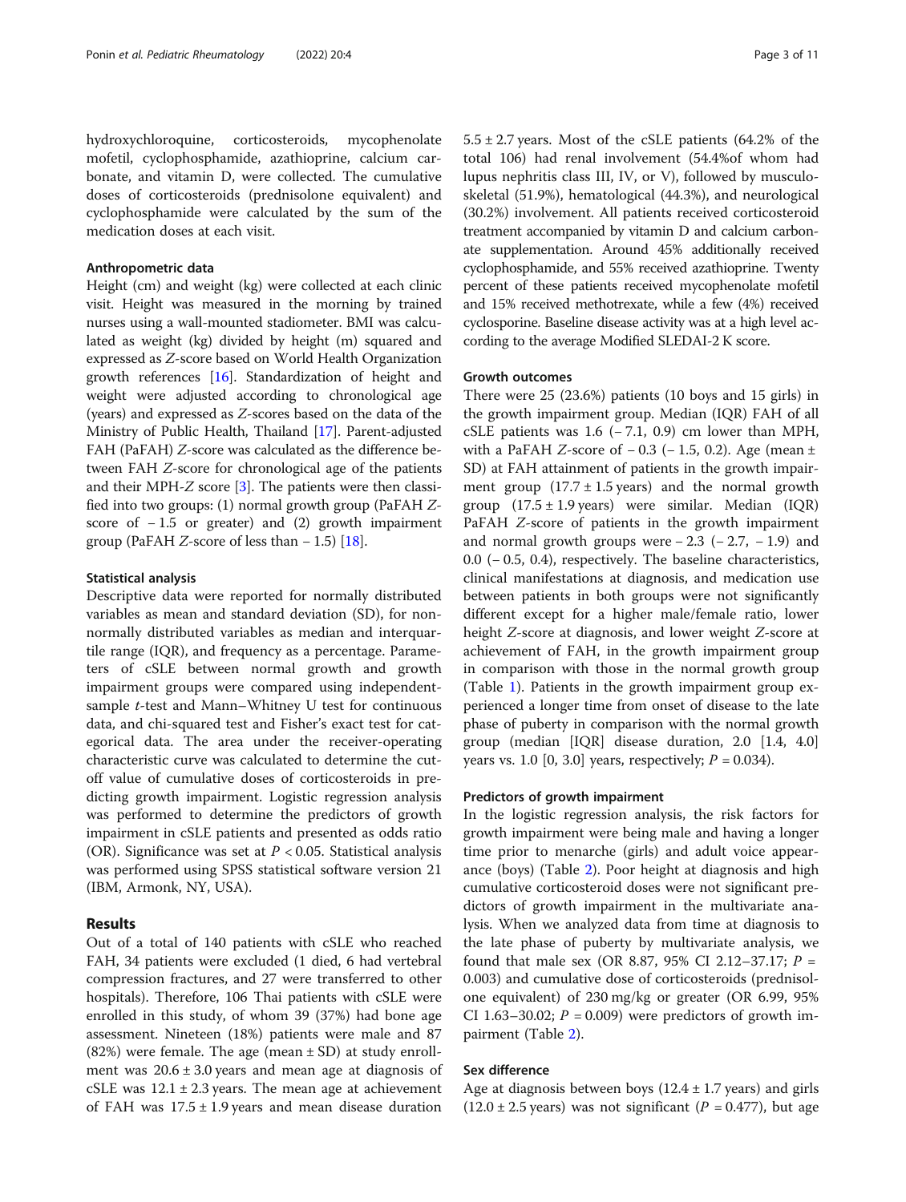hydroxychloroquine, corticosteroids, mycophenolate mofetil, cyclophosphamide, azathioprine, calcium carbonate, and vitamin D, were collected. The cumulative doses of corticosteroids (prednisolone equivalent) and cyclophosphamide were calculated by the sum of the medication doses at each visit.

### Anthropometric data

Height (cm) and weight (kg) were collected at each clinic visit. Height was measured in the morning by trained nurses using a wall-mounted stadiometer. BMI was calculated as weight (kg) divided by height (m) squared and expressed as *Z*-score based on World Health Organization growth references [16]. Standardization of height and weight were adjusted according to chronological age (years) and expressed as *Z*-scores based on the data of the Ministry of Public Health, Thailand [17]. Parent-adjusted FAH (PaFAH) *Z*-score was calculated as the difference between FAH *Z*-score for chronological age of the patients and their MPH-*Z* score [3]. The patients were then classified into two groups: (1) normal growth group (PaFAH *Z*-score of − 1.5 or greater) and (2) growth impairment group (PaFAH *Z*-score of less than − 1.5) [18].

### Statistical analysis

Descriptive data were reported for normally distributed variables as mean and standard deviation (SD), for non-normally distributed variables as median and interquartile range (IQR), and frequency as a percentage. Parameters of cSLE between normal growth and growth impairment groups were compared using independent-sample *t*-test and Mann–Whitney U test for continuous data, and chi-squared test and Fisher's exact test for categorical data. The area under the receiver-operating characteristic curve was calculated to determine the cut-off value of cumulative doses of corticosteroids in predicting growth impairment. Logistic regression analysis was performed to determine the predictors of growth impairment in cSLE patients and presented as odds ratio (OR). Significance was set at $P < 0.05$. Statistical analysis was performed using SPSS statistical software version 21 (IBM, Armonk, NY, USA).

## Results

Out of a total of 140 patients with cSLE who reached FAH, 34 patients were excluded (1 died, 6 had vertebral compression fractures, and 27 were transferred to other hospitals). Therefore, 106 Thai patients with cSLE were enrolled in this study, of whom 39 (37%) had bone age assessment. Nineteen (18%) patients were male and 87 (82%) were female. The age (mean ± SD) at study enrollment was 20.6 ± 3.0 years and mean age at diagnosis of cSLE was 12.1 ± 2.3 years. The mean age at achievement of FAH was 17.5 ± 1.9 years and mean disease duration 5.5 ± 2.7 years. Most of the cSLE patients (64.2% of the total 106) had renal involvement (54.4%of whom had lupus nephritis class III, IV, or V), followed by musculoskeletal (51.9%), hematological (44.3%), and neurological (30.2%) involvement. All patients received corticosteroid treatment accompanied by vitamin D and calcium carbonate supplementation. Around 45% additionally received cyclophosphamide, and 55% received azathioprine. Twenty percent of these patients received mycophenolate mofetil and 15% received methotrexate, while a few (4%) received cyclosporine. Baseline disease activity was at a high level according to the average Modified SLEDAI-2 K score.

### Growth outcomes

There were 25 (23.6%) patients (10 boys and 15 girls) in the growth impairment group. Median (IQR) FAH of all cSLE patients was 1.6 (− 7.1, 0.9) cm lower than MPH, with a PaFAH *Z*-score of − 0.3 (− 1.5, 0.2). Age (mean ± SD) at FAH attainment of patients in the growth impairment group (17.7 ± 1.5 years) and the normal growth group (17.5 ± 1.9 years) were similar. Median (IQR) PaFAH *Z*-score of patients in the growth impairment and normal growth groups were − 2.3 (− 2.7, − 1.9) and 0.0 (− 0.5, 0.4), respectively. The baseline characteristics, clinical manifestations at diagnosis, and medication use between patients in both groups were not significantly different except for a higher male/female ratio, lower height *Z*-score at diagnosis, and lower weight *Z*-score at achievement of FAH, in the growth impairment group in comparison with those in the normal growth group (Table 1). Patients in the growth impairment group experienced a longer time from onset of disease to the late phase of puberty in comparison with the normal growth group (median [IQR] disease duration, 2.0 [1.4, 4.0] years vs. 1.0 [0, 3.0] years, respectively; $P = 0.034$).

### Predictors of growth impairment

In the logistic regression analysis, the risk factors for growth impairment were being male and having a longer time prior to menarche (girls) and adult voice appearance (boys) (Table 2). Poor height at diagnosis and high cumulative corticosteroid doses were not significant predictors of growth impairment in the multivariate analysis. When we analyzed data from time at diagnosis to the late phase of puberty by multivariate analysis, we found that male sex (OR 8.87, 95% CI 2.12–37.17; $P = 0.003$) and cumulative dose of corticosteroids (prednisolone equivalent) of 230 mg/kg or greater (OR 6.99, 95% CI 1.63–30.02; $P = 0.009$) were predictors of growth impairment (Table 2).

### Sex difference

Age at diagnosis between boys (12.4 ± 1.7 years) and girls (12.0 ± 2.5 years) was not significant ($P = 0.477$), but age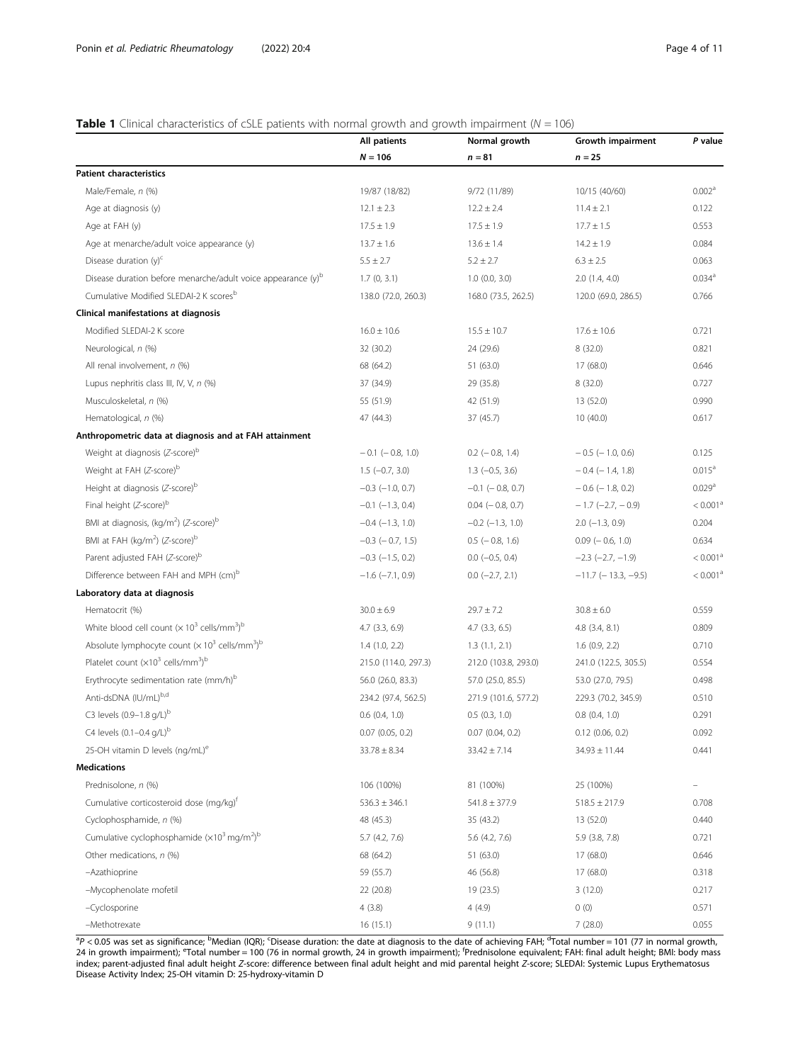**Table 1** Clinical characteristics of cSLE patients with normal growth and growth impairment (*N* = 106)

| | All patients | Normal growth | Growth impairment | *P* value |
|---|---|---|---|---|
| | *N* = 106 | *n* = 81 | *n* = 25 | |
| **Patient characteristics** | | | | |
| Male/Female, *n* (%) | 19/87 (18/82) | 9/72 (11/89) | 10/15 (40/60) | 0.002[a] |
| Age at diagnosis (y) | 12.1 ± 2.3 | 12.2 ± 2.4 | 11.4 ± 2.1 | 0.122 |
| Age at FAH (y) | 17.5 ± 1.9 | 17.5 ± 1.9 | 17.7 ± 1.5 | 0.553 |
| Age at menarche/adult voice appearance (y) | 13.7 ± 1.6 | 13.6 ± 1.4 | 14.2 ± 1.9 | 0.084 |
| Disease duration (y)[c] | 5.5 ± 2.7 | 5.2 ± 2.7 | 6.3 ± 2.5 | 0.063 |
| Disease duration before menarche/adult voice appearance (y)[b] | 1.7 (0, 3.1) | 1.0 (0.0, 3.0) | 2.0 (1.4, 4.0) | 0.034[a] |
| Cumulative Modified SLEDAI-2 K scores[b] | 138.0 (72.0, 260.3) | 168.0 (73.5, 262.5) | 120.0 (69.0, 286.5) | 0.766 |
| **Clinical manifestations at diagnosis** | | | | |
| Modified SLEDAI-2 K score | 16.0 ± 10.6 | 15.5 ± 10.7 | 17.6 ± 10.6 | 0.721 |
| Neurological, *n* (%) | 32 (30.2) | 24 (29.6) | 8 (32.0) | 0.821 |
| All renal involvement, *n* (%) | 68 (64.2) | 51 (63.0) | 17 (68.0) | 0.646 |
| Lupus nephritis class III, IV, V, *n* (%) | 37 (34.9) | 29 (35.8) | 8 (32.0) | 0.727 |
| Musculoskeletal, *n* (%) | 55 (51.9) | 42 (51.9) | 13 (52.0) | 0.990 |
| Hematological, *n* (%) | 47 (44.3) | 37 (45.7) | 10 (40.0) | 0.617 |
| **Anthropometric data at diagnosis and at FAH attainment** | | | | |
| Weight at diagnosis (*Z*-score)[b] | − 0.1 (− 0.8, 1.0) | 0.2 (− 0.8, 1.4) | − 0.5 (− 1.0, 0.6) | 0.125 |
| Weight at FAH (*Z*-score)[b] | 1.5 (−0.7, 3.0) | 1.3 (−0.5, 3.6) | − 0.4 (− 1.4, 1.8) | 0.015[a] |
| Height at diagnosis (*Z*-score)[b] | −0.3 (−1.0, 0.7) | −0.1 (− 0.8, 0.7) | − 0.6 (− 1.8, 0.2) | 0.029[a] |
| Final height (*Z*-score)[b] | −0.1 (−1.3, 0.4) | 0.04 (− 0.8, 0.7) | − 1.7 (−2.7, − 0.9) | < 0.001[a] |
| BMI at diagnosis, (kg/m$^2$) (*Z*-score)[b] | −0.4 (−1.3, 1.0) | −0.2 (−1.3, 1.0) | 2.0 (−1.3, 0.9) | 0.204 |
| BMI at FAH (kg/m$^2$) (*Z*-score)[b] | −0.3 (− 0.7, 1.5) | 0.5 (− 0.8, 1.6) | 0.09 (− 0.6, 1.0) | 0.634 |
| Parent adjusted FAH (*Z*-score)[b] | −0.3 (−1.5, 0.2) | 0.0 (−0.5, 0.4) | −2.3 (−2.7, −1.9) | < 0.001[a] |
| Difference between FAH and MPH (cm)[b] | −1.6 (−7.1, 0.9) | 0.0 (−2.7, 2.1) | −11.7 (− 13.3, −9.5) | < 0.001[a] |
| **Laboratory data at diagnosis** | | | | |
| Hematocrit (%) | 30.0 ± 6.9 | 29.7 ± 7.2 | 30.8 ± 6.0 | 0.559 |
| White blood cell count ($\times 10^3$ cells/mm$^3$)[b] | 4.7 (3.3, 6.9) | 4.7 (3.3, 6.5) | 4.8 (3.4, 8.1) | 0.809 |
| Absolute lymphocyte count ($\times 10^3$ cells/mm$^3$)[b] | 1.4 (1.0, 2.2) | 1.3 (1.1, 2.1) | 1.6 (0.9, 2.2) | 0.710 |
| Platelet count ($\times 10^3$ cells/mm$^3$)[b] | 215.0 (114.0, 297.3) | 212.0 (103.8, 293.0) | 241.0 (122.5, 305.5) | 0.554 |
| Erythrocyte sedimentation rate (mm/h)[b] | 56.0 (26.0, 83.3) | 57.0 (25.0, 85.5) | 53.0 (27.0, 79.5) | 0.498 |
| Anti-dsDNA (IU/mL)[b,d] | 234.2 (97.4, 562.5) | 271.9 (101.6, 577.2) | 229.3 (70.2, 345.9) | 0.510 |
| C3 levels (0.9–1.8 g/L)[b] | 0.6 (0.4, 1.0) | 0.5 (0.3, 1.0) | 0.8 (0.4, 1.0) | 0.291 |
| C4 levels (0.1–0.4 g/L)[b] | 0.07 (0.05, 0.2) | 0.07 (0.04, 0.2) | 0.12 (0.06, 0.2) | 0.092 |
| 25-OH vitamin D levels (ng/mL)[e] | 33.78 ± 8.34 | 33.42 ± 7.14 | 34.93 ± 11.44 | 0.441 |
| **Medications** | | | | |
| Prednisolone, *n* (%) | 106 (100%) | 81 (100%) | 25 (100%) | – |
| Cumulative corticosteroid dose (mg/kg)[f] | 536.3 ± 346.1 | 541.8 ± 377.9 | 518.5 ± 217.9 | 0.708 |
| Cyclophosphamide, *n* (%) | 48 (45.3) | 35 (43.2) | 13 (52.0) | 0.440 |
| Cumulative cyclophosphamide ($\times 10^3$ mg/m$^2$)[b] | 5.7 (4.2, 7.6) | 5.6 (4.2, 7.6) | 5.9 (3.8, 7.8) | 0.721 |
| Other medications, *n* (%) | 68 (64.2) | 51 (63.0) | 17 (68.0) | 0.646 |
| –Azathioprine | 59 (55.7) | 46 (56.8) | 17 (68.0) | 0.318 |
| –Mycophenolate mofetil | 22 (20.8) | 19 (23.5) | 3 (12.0) | 0.217 |
| –Cyclosporine | 4 (3.8) | 4 (4.9) | 0 (0) | 0.571 |
| –Methotrexate | 16 (15.1) | 9 (11.1) | 7 (28.0) | 0.055 |

[a]*P* < 0.05 was set as significance; [b]Median (IQR); [c]Disease duration: the date at diagnosis to the date of achieving FAH; [d]Total number = 101 (77 in normal growth, 24 in growth impairment); [e]Total number = 100 (76 in normal growth, 24 in growth impairment); [f]Prednisolone equivalent; FAH: final adult height; BMI: body mass index; parent-adjusted final adult height *Z*-score: difference between final adult height and mid parental height *Z*-score; SLEDAI: Systemic Lupus Erythematosus Disease Activity Index; 25-OH vitamin D: 25-hydroxy-vitamin D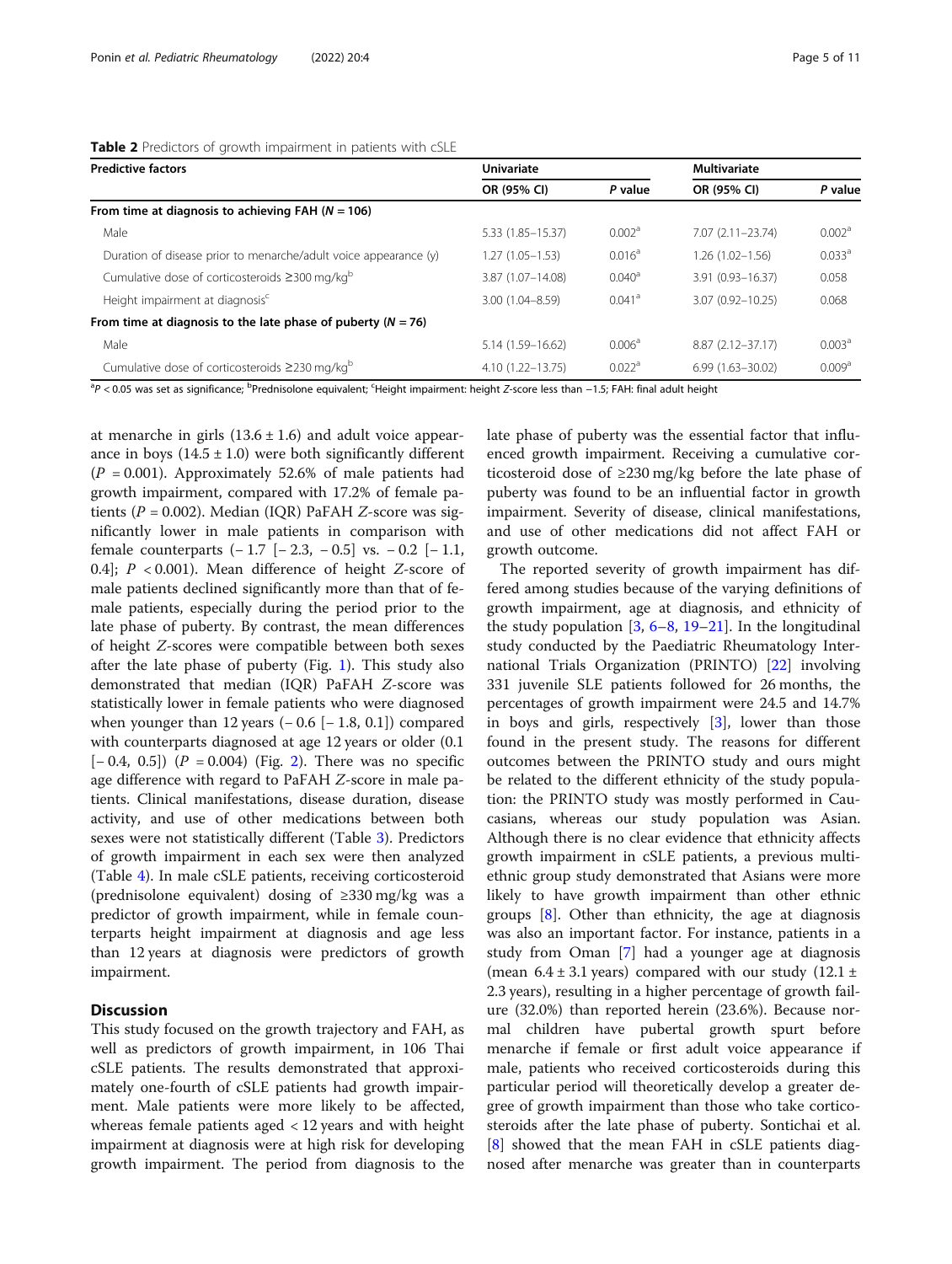**Table 2** Predictors of growth impairment in patients with cSLE

| Predictive factors | Univariate | | Multivariate | |
|---|---|---|---|---|
| | OR (95% CI) | *P* value | OR (95% CI) | *P* value |
| **From time at diagnosis to achieving FAH (*N* = 106)** | | | | |
| Male | 5.33 (1.85–15.37) | 0.002[a] | 7.07 (2.11–23.74) | 0.002[a] |
| Duration of disease prior to menarche/adult voice appearance (y) | 1.27 (1.05–1.53) | 0.016[a] | 1.26 (1.02–1.56) | 0.033[a] |
| Cumulative dose of corticosteroids ≥300 mg/kg[b] | 3.87 (1.07–14.08) | 0.040[a] | 3.91 (0.93–16.37) | 0.058 |
| Height impairment at diagnosis[c] | 3.00 (1.04–8.59) | 0.041[a] | 3.07 (0.92–10.25) | 0.068 |
| **From time at diagnosis to the late phase of puberty (*N* = 76)** | | | | |
| Male | 5.14 (1.59–16.62) | 0.006[a] | 8.87 (2.12–37.17) | 0.003[a] |
| Cumulative dose of corticosteroids ≥230 mg/kg[b] | 4.10 (1.22–13.75) | 0.022[a] | 6.99 (1.63–30.02) | 0.009[a] |

[a]*P* < 0.05 was set as significance; [b]Prednisolone equivalent; [c]Height impairment: height *Z*-score less than −1.5; FAH: final adult height

at menarche in girls (13.6 ± 1.6) and adult voice appearance in boys (14.5 ± 1.0) were both significantly different (*P* = 0.001). Approximately 52.6% of male patients had growth impairment, compared with 17.2% of female patients (*P* = 0.002). Median (IQR) PaFAH *Z*-score was significantly lower in male patients in comparison with female counterparts (− 1.7 [− 2.3, − 0.5] vs. − 0.2 [− 1.1, 0.4]; *P* < 0.001). Mean difference of height *Z*-score of male patients declined significantly more than that of female patients, especially during the period prior to the late phase of puberty. By contrast, the mean differences of height *Z*-scores were compatible between both sexes after the late phase of puberty (Fig. 1). This study also demonstrated that median (IQR) PaFAH *Z*-score was statistically lower in female patients who were diagnosed when younger than 12 years (− 0.6 [− 1.8, 0.1]) compared with counterparts diagnosed at age 12 years or older (0.1 [− 0.4, 0.5]) (*P* = 0.004) (Fig. 2). There was no specific age difference with regard to PaFAH *Z*-score in male patients. Clinical manifestations, disease duration, disease activity, and use of other medications between both sexes were not statistically different (Table 3). Predictors of growth impairment in each sex were then analyzed (Table 4). In male cSLE patients, receiving corticosteroid (prednisolone equivalent) dosing of ≥330 mg/kg was a predictor of growth impairment, while in female counterparts height impairment at diagnosis and age less than 12 years at diagnosis were predictors of growth impairment.

## Discussion

This study focused on the growth trajectory and FAH, as well as predictors of growth impairment, in 106 Thai cSLE patients. The results demonstrated that approximately one-fourth of cSLE patients had growth impairment. Male patients were more likely to be affected, whereas female patients aged < 12 years and with height impairment at diagnosis were at high risk for developing growth impairment. The period from diagnosis to the late phase of puberty was the essential factor that influenced growth impairment. Receiving a cumulative corticosteroid dose of ≥230 mg/kg before the late phase of puberty was found to be an influential factor in growth impairment. Severity of disease, clinical manifestations, and use of other medications did not affect FAH or growth outcome.

The reported severity of growth impairment has differed among studies because of the varying definitions of growth impairment, age at diagnosis, and ethnicity of the study population [3, 6–8, 19–21]. In the longitudinal study conducted by the Paediatric Rheumatology International Trials Organization (PRINTO) [22] involving 331 juvenile SLE patients followed for 26 months, the percentages of growth impairment were 24.5 and 14.7% in boys and girls, respectively [3], lower than those found in the present study. The reasons for different outcomes between the PRINTO study and ours might be related to the different ethnicity of the study population: the PRINTO study was mostly performed in Caucasians, whereas our study population was Asian. Although there is no clear evidence that ethnicity affects growth impairment in cSLE patients, a previous multiethnic group study demonstrated that Asians were more likely to have growth impairment than other ethnic groups [8]. Other than ethnicity, the age at diagnosis was also an important factor. For instance, patients in a study from Oman [7] had a younger age at diagnosis (mean 6.4 ± 3.1 years) compared with our study (12.1 ± 2.3 years), resulting in a higher percentage of growth failure (32.0%) than reported herein (23.6%). Because normal children have pubertal growth spurt before menarche if female or first adult voice appearance if male, patients who received corticosteroids during this particular period will theoretically develop a greater degree of growth impairment than those who take corticosteroids after the late phase of puberty. Sontichai et al. [8] showed that the mean FAH in cSLE patients diagnosed after menarche was greater than in counterparts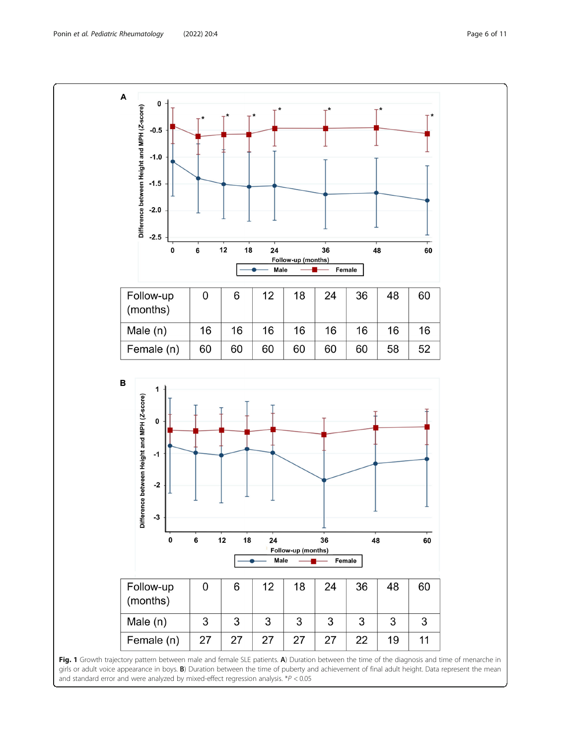| Follow-up (months) | 0 | 6 | 12 | 18 | 24 | 36 | 48 | 60 |
|---|---|---|---|---|---|---|---|---|
| Male (n) | 16 | 16 | 16 | 16 | 16 | 16 | 16 | 16 |
| Female (n) | 60 | 60 | 60 | 60 | 60 | 60 | 58 | 52 |

| Follow-up (months) | 0 | 6 | 12 | 18 | 24 | 36 | 48 | 60 |
|---|---|---|---|---|---|---|---|---|
| Male (n) | 3 | 3 | 3 | 3 | 3 | 3 | 3 | 3 |
| Female (n) | 27 | 27 | 27 | 27 | 27 | 22 | 19 | 11 |

**Fig. 1** Growth trajectory pattern between male and female SLE patients. **A**) Duration between the time of the diagnosis and time of menarche in girls or adult voice appearance in boys. **B**) Duration between the time of puberty and achievement of final adult height. Data represent the mean and standard error and were analyzed by mixed-effect regression analysis. *$P < 0.05$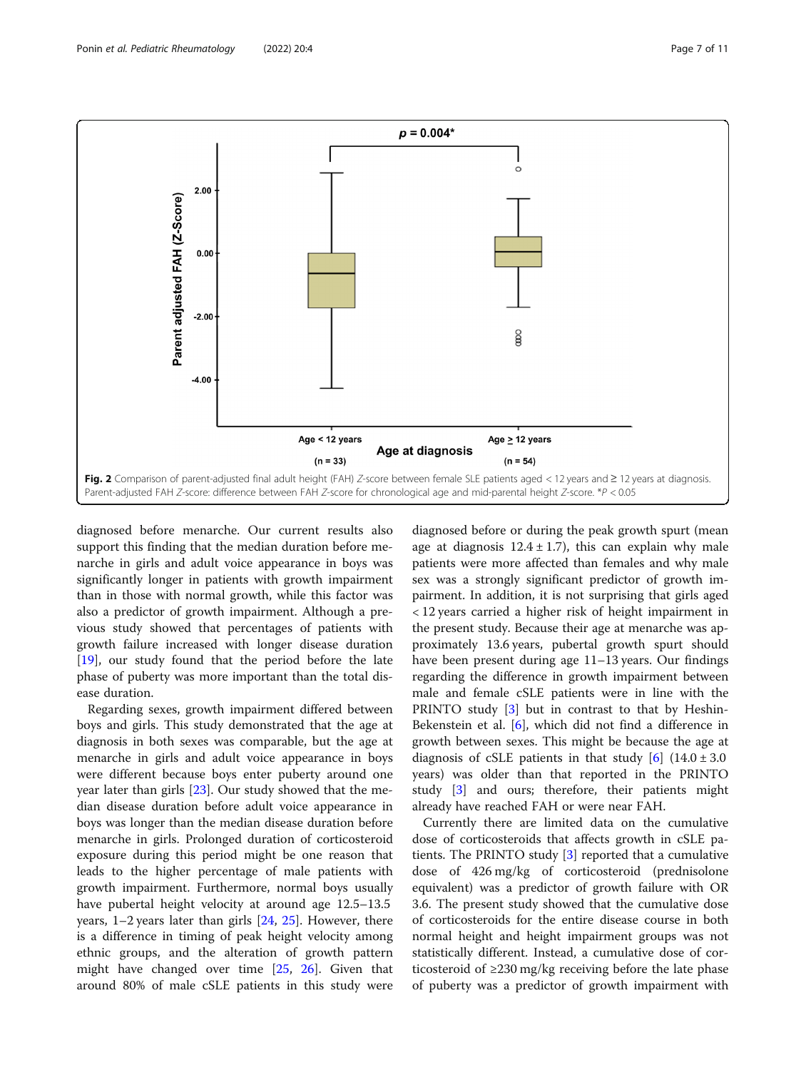**Fig. 2** Comparison of parent-adjusted final adult height (FAH) *Z*-score between female SLE patients aged < 12 years and ≥ 12 years at diagnosis. Parent-adjusted FAH *Z*-score: difference between FAH *Z*-score for chronological age and mid-parental height *Z*-score. *$P < 0.05$

diagnosed before menarche. Our current results also support this finding that the median duration before menarche in girls and adult voice appearance in boys was significantly longer in patients with growth impairment than in those with normal growth, while this factor was also a predictor of growth impairment. Although a previous study showed that percentages of patients with growth failure increased with longer disease duration [19], our study found that the period before the late phase of puberty was more important than the total disease duration.

Regarding sexes, growth impairment differed between boys and girls. This study demonstrated that the age at diagnosis in both sexes was comparable, but the age at menarche in girls and adult voice appearance in boys were different because boys enter puberty around one year later than girls [23]. Our study showed that the median disease duration before adult voice appearance in boys was longer than the median disease duration before menarche in girls. Prolonged duration of corticosteroid exposure during this period might be one reason that leads to the higher percentage of male patients with growth impairment. Furthermore, normal boys usually have pubertal height velocity at around age 12.5–13.5 years, 1–2 years later than girls [24, 25]. However, there is a difference in timing of peak height velocity among ethnic groups, and the alteration of growth pattern might have changed over time [25, 26]. Given that around 80% of male cSLE patients in this study were diagnosed before or during the peak growth spurt (mean age at diagnosis 12.4 ± 1.7), this can explain why male patients were more affected than females and why male sex was a strongly significant predictor of growth impairment. In addition, it is not surprising that girls aged < 12 years carried a higher risk of height impairment in the present study. Because their age at menarche was approximately 13.6 years, pubertal growth spurt should have been present during age 11–13 years. Our findings regarding the difference in growth impairment between male and female cSLE patients were in line with the PRINTO study [3] but in contrast to that by Heshin-Bekenstein et al. [6], which did not find a difference in growth between sexes. This might be because the age at diagnosis of cSLE patients in that study [6] (14.0 ± 3.0 years) was older than that reported in the PRINTO study [3] and ours; therefore, their patients might already have reached FAH or were near FAH.

Currently there are limited data on the cumulative dose of corticosteroids that affects growth in cSLE patients. The PRINTO study [3] reported that a cumulative dose of 426 mg/kg of corticosteroid (prednisolone equivalent) was a predictor of growth failure with OR 3.6. The present study showed that the cumulative dose of corticosteroids for the entire disease course in both normal height and height impairment groups was not statistically different. Instead, a cumulative dose of corticosteroid of ≥230 mg/kg receiving before the late phase of puberty was a predictor of growth impairment with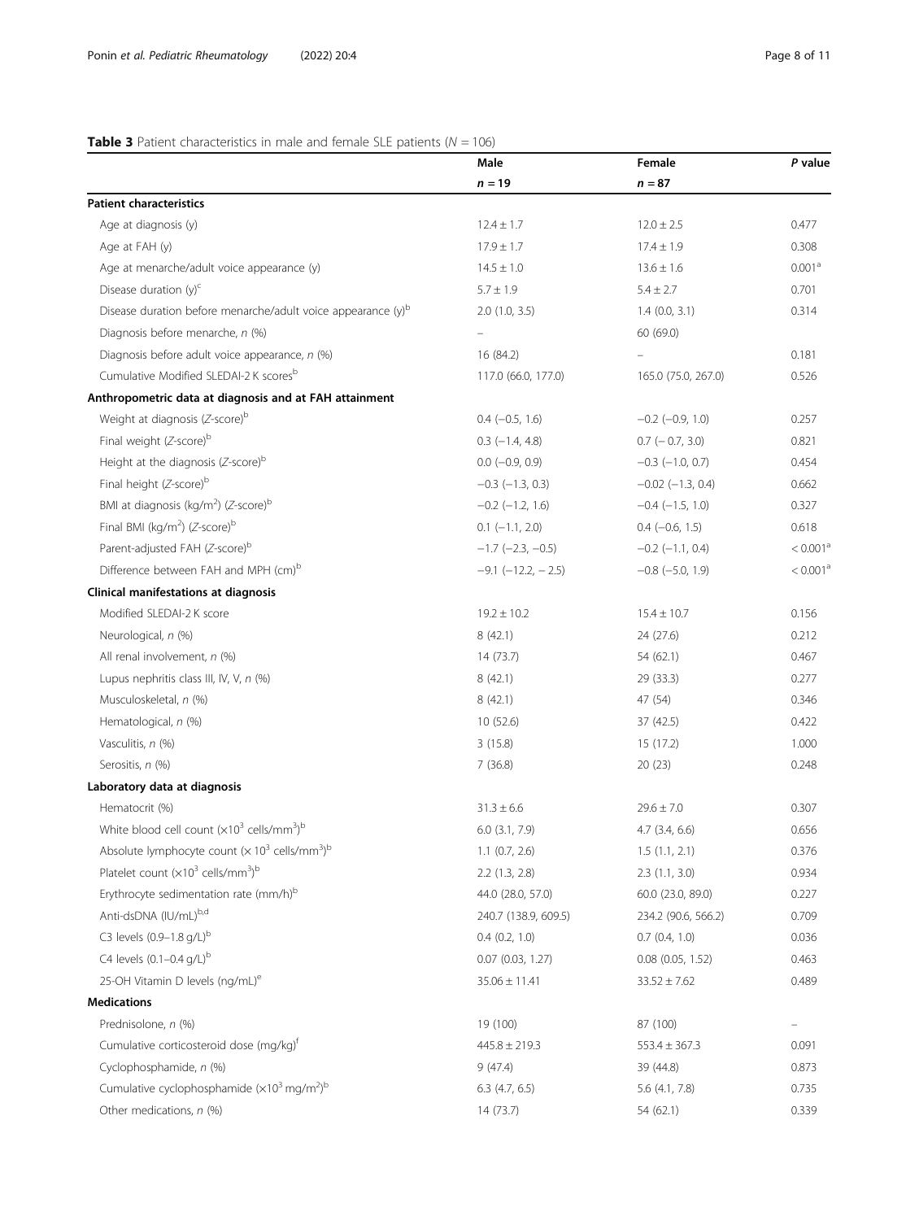**Table 3** Patient characteristics in male and female SLE patients ($N = 106$)

| | Male $n = 19$ | Female $n = 87$ | *P* value |
|---|---|---|---|
| **Patient characteristics** | | | |
| Age at diagnosis (y) | 12.4 ± 1.7 | 12.0 ± 2.5 | 0.477 |
| Age at FAH (y) | 17.9 ± 1.7 | 17.4 ± 1.9 | 0.308 |
| Age at menarche/adult voice appearance (y) | 14.5 ± 1.0 | 13.6 ± 1.6 | 0.001[a] |
| Disease duration (y)[c] | 5.7 ± 1.9 | 5.4 ± 2.7 | 0.701 |
| Disease duration before menarche/adult voice appearance (y)[b] | 2.0 (1.0, 3.5) | 1.4 (0.0, 3.1) | 0.314 |
| Diagnosis before menarche, *n* (%) | – | 60 (69.0) | |
| Diagnosis before adult voice appearance, *n* (%) | 16 (84.2) | – | 0.181 |
| Cumulative Modified SLEDAI-2 K scores[b] | 117.0 (66.0, 177.0) | 165.0 (75.0, 267.0) | 0.526 |
| **Anthropometric data at diagnosis and at FAH attainment** | | | |
| Weight at diagnosis (*Z*-score)[b] | 0.4 (−0.5, 1.6) | −0.2 (−0.9, 1.0) | 0.257 |
| Final weight (*Z*-score)[b] | 0.3 (−1.4, 4.8) | 0.7 (− 0.7, 3.0) | 0.821 |
| Height at the diagnosis (*Z*-score)[b] | 0.0 (−0.9, 0.9) | −0.3 (−1.0, 0.7) | 0.454 |
| Final height (*Z*-score)[b] | −0.3 (−1.3, 0.3) | −0.02 (−1.3, 0.4) | 0.662 |
| BMI at diagnosis (kg/m$^2$) (*Z*-score)[b] | −0.2 (−1.2, 1.6) | −0.4 (−1.5, 1.0) | 0.327 |
| Final BMI (kg/m$^2$) (*Z*-score)[b] | 0.1 (−1.1, 2.0) | 0.4 (−0.6, 1.5) | 0.618 |
| Parent-adjusted FAH (*Z*-score)[b] | −1.7 (−2.3, −0.5) | −0.2 (−1.1, 0.4) | < 0.001[a] |
| Difference between FAH and MPH (cm)[b] | −9.1 (−12.2, − 2.5) | −0.8 (−5.0, 1.9) | < 0.001[a] |
| **Clinical manifestations at diagnosis** | | | |
| Modified SLEDAI-2 K score | 19.2 ± 10.2 | 15.4 ± 10.7 | 0.156 |
| Neurological, *n* (%) | 8 (42.1) | 24 (27.6) | 0.212 |
| All renal involvement, *n* (%) | 14 (73.7) | 54 (62.1) | 0.467 |
| Lupus nephritis class III, IV, V, *n* (%) | 8 (42.1) | 29 (33.3) | 0.277 |
| Musculoskeletal, *n* (%) | 8 (42.1) | 47 (54) | 0.346 |
| Hematological, *n* (%) | 10 (52.6) | 37 (42.5) | 0.422 |
| Vasculitis, *n* (%) | 3 (15.8) | 15 (17.2) | 1.000 |
| Serositis, *n* (%) | 7 (36.8) | 20 (23) | 0.248 |
| **Laboratory data at diagnosis** | | | |
| Hematocrit (%) | 31.3 ± 6.6 | 29.6 ± 7.0 | 0.307 |
| White blood cell count (×10$^3$ cells/mm$^3$)[b] | 6.0 (3.1, 7.9) | 4.7 (3.4, 6.6) | 0.656 |
| Absolute lymphocyte count (× 10$^3$ cells/mm$^3$)[b] | 1.1 (0.7, 2.6) | 1.5 (1.1, 2.1) | 0.376 |
| Platelet count (×10$^3$ cells/mm$^3$)[b] | 2.2 (1.3, 2.8) | 2.3 (1.1, 3.0) | 0.934 |
| Erythrocyte sedimentation rate (mm/h)[b] | 44.0 (28.0, 57.0) | 60.0 (23.0, 89.0) | 0.227 |
| Anti-dsDNA (IU/mL)[b,d] | 240.7 (138.9, 609.5) | 234.2 (90.6, 566.2) | 0.709 |
| C3 levels (0.9–1.8 g/L)[b] | 0.4 (0.2, 1.0) | 0.7 (0.4, 1.0) | 0.036 |
| C4 levels (0.1–0.4 g/L)[b] | 0.07 (0.03, 1.27) | 0.08 (0.05, 1.52) | 0.463 |
| 25-OH Vitamin D levels (ng/mL)[e] | 35.06 ± 11.41 | 33.52 ± 7.62 | 0.489 |
| **Medications** | | | |
| Prednisolone, *n* (%) | 19 (100) | 87 (100) | – |
| Cumulative corticosteroid dose (mg/kg)[f] | 445.8 ± 219.3 | 553.4 ± 367.3 | 0.091 |
| Cyclophosphamide, *n* (%) | 9 (47.4) | 39 (44.8) | 0.873 |
| Cumulative cyclophosphamide (×10$^3$ mg/m$^2$)[b] | 6.3 (4.7, 6.5) | 5.6 (4.1, 7.8) | 0.735 |
| Other medications, *n* (%) | 14 (73.7) | 54 (62.1) | 0.339 |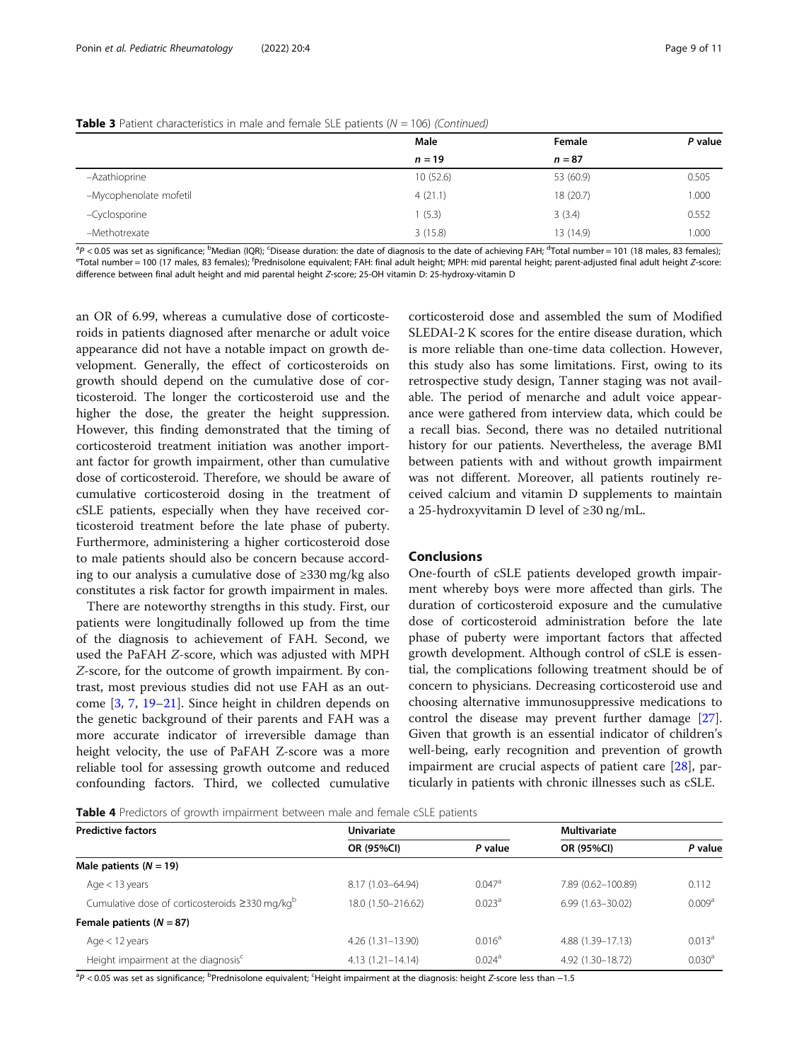**Table 3** Patient characteristics in male and female SLE patients ($N = 106$) *(Continued)*

| | Male $n = 19$ | Female $n = 87$ | P value |
|---|---|---|---|
| –Azathioprine | 10 (52.6) | 53 (60.9) | 0.505 |
| –Mycophenolate mofetil | 4 (21.1) | 18 (20.7) | 1.000 |
| –Cyclosporine | 1 (5.3) | 3 (3.4) | 0.552 |
| –Methotrexate | 3 (15.8) | 13 (14.9) | 1.000 |

[a] $P < 0.05$ was set as significance; [b] Median (IQR); [c] Disease duration: the date of diagnosis to the date of achieving FAH; [d] Total number = 101 (18 males, 83 females); [e] Total number = 100 (17 males, 83 females); [f] Prednisolone equivalent; FAH: final adult height; MPH: mid parental height; parent-adjusted final adult height Z-score: difference between final adult height and mid parental height Z-score; 25-OH vitamin D: 25-hydroxy-vitamin D

an OR of 6.99, whereas a cumulative dose of corticosteroids in patients diagnosed after menarche or adult voice appearance did not have a notable impact on growth development. Generally, the effect of corticosteroids on growth should depend on the cumulative dose of corticosteroid. The longer the corticosteroid use and the higher the dose, the greater the height suppression. However, this finding demonstrated that the timing of corticosteroid treatment initiation was another important factor for growth impairment, other than cumulative dose of corticosteroid. Therefore, we should be aware of cumulative corticosteroid dosing in the treatment of cSLE patients, especially when they have received corticosteroid treatment before the late phase of puberty. Furthermore, administering a higher corticosteroid dose to male patients should also be concern because according to our analysis a cumulative dose of ≥330 mg/kg also constitutes a risk factor for growth impairment in males.

There are noteworthy strengths in this study. First, our patients were longitudinally followed up from the time of the diagnosis to achievement of FAH. Second, we used the PaFAH *Z*-score, which was adjusted with MPH *Z*-score, for the outcome of growth impairment. By contrast, most previous studies did not use FAH as an outcome [3, 7, 19–21]. Since height in children depends on the genetic background of their parents and FAH was a more accurate indicator of irreversible damage than height velocity, the use of PaFAH Z-score was a more reliable tool for assessing growth outcome and reduced confounding factors. Third, we collected cumulative corticosteroid dose and assembled the sum of Modified SLEDAI-2 K scores for the entire disease duration, which is more reliable than one-time data collection. However, this study also has some limitations. First, owing to its retrospective study design, Tanner staging was not available. The period of menarche and adult voice appearance were gathered from interview data, which could be a recall bias. Second, there was no detailed nutritional history for our patients. Nevertheless, the average BMI between patients with and without growth impairment was not different. Moreover, all patients routinely received calcium and vitamin D supplements to maintain a 25-hydroxyvitamin D level of ≥30 ng/mL.

## Conclusions

One-fourth of cSLE patients developed growth impairment whereby boys were more affected than girls. The duration of corticosteroid exposure and the cumulative dose of corticosteroid administration before the late phase of puberty were important factors that affected growth development. Although control of cSLE is essential, the complications following treatment should be of concern to physicians. Decreasing corticosteroid use and choosing alternative immunosuppressive medications to control the disease may prevent further damage [27]. Given that growth is an essential indicator of children's well-being, early recognition and prevention of growth impairment are crucial aspects of patient care [28], particularly in patients with chronic illnesses such as cSLE.

**Table 4** Predictors of growth impairment between male and female cSLE patients

| Predictive factors | Univariate | | Multivariate | |
|---|---|---|---|---|
| | OR (95%CI) | P value | OR (95%CI) | P value |
| **Male patients ($N = 19$)** | | | | |
| Age < 13 years | 8.17 (1.03–64.94) | 0.047[a] | 7.89 (0.62–100.89) | 0.112 |
| Cumulative dose of corticosteroids ≥330 mg/kg[b] | 18.0 (1.50–216.62) | 0.023[a] | 6.99 (1.63–30.02) | 0.009[a] |
| **Female patients ($N = 87$)** | | | | |
| Age < 12 years | 4.26 (1.31–13.90) | 0.016[a] | 4.88 (1.39–17.13) | 0.013[a] |
| Height impairment at the diagnosis[c] | 4.13 (1.21–14.14) | 0.024[a] | 4.92 (1.30–18.72) | 0.030[a] |

[a] $P < 0.05$ was set as significance; [b] Prednisolone equivalent; [c] Height impairment at the diagnosis: height *Z*-score less than −1.5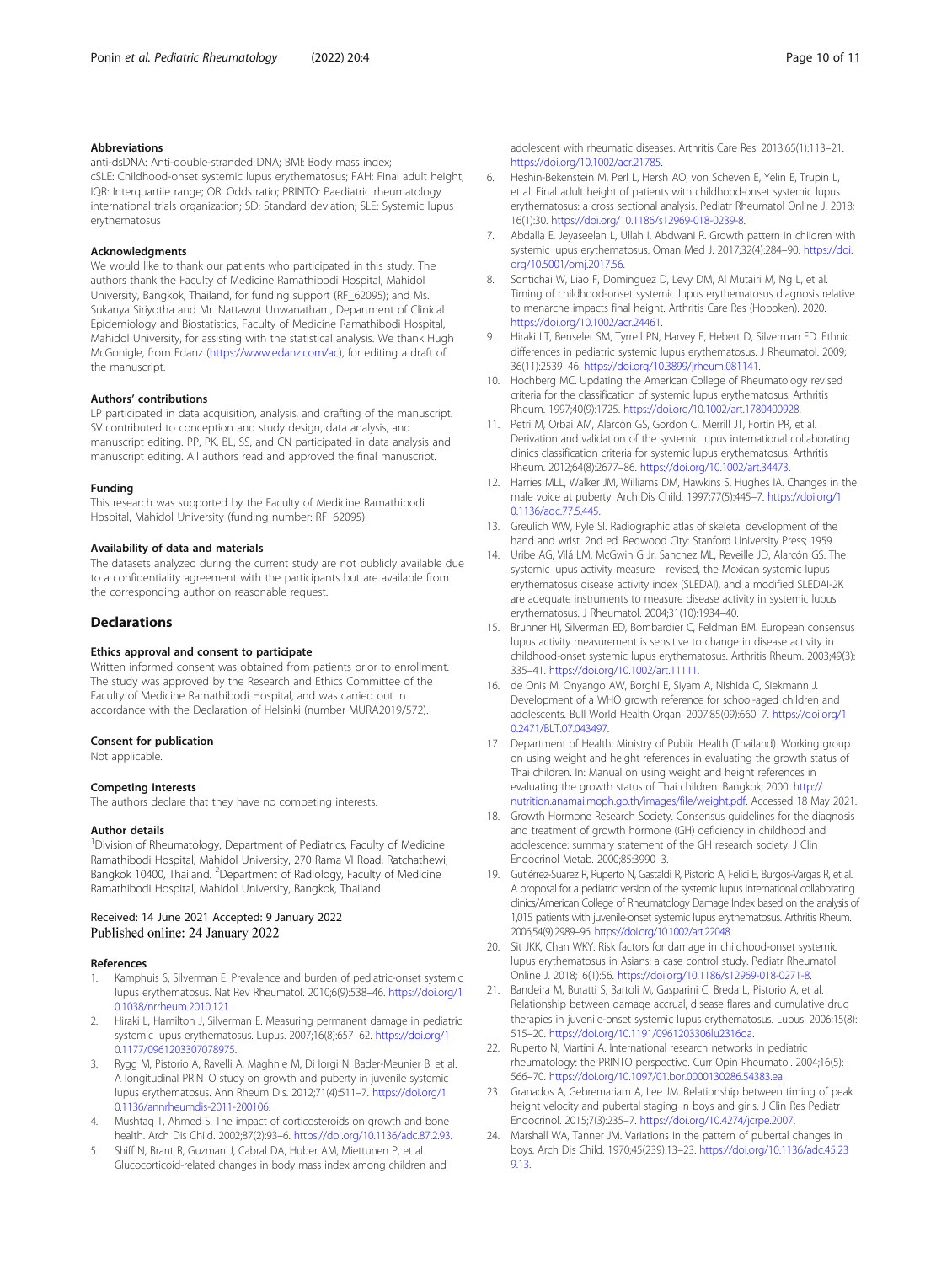### Abbreviations

anti-dsDNA: Anti-double-stranded DNA; BMI: Body mass index; cSLE: Childhood-onset systemic lupus erythematosus; FAH: Final adult height; IQR: Interquartile range; OR: Odds ratio; PRINTO: Paediatric rheumatology international trials organization; SD: Standard deviation; SLE: Systemic lupus erythematosus

### Acknowledgments

We would like to thank our patients who participated in this study. The authors thank the Faculty of Medicine Ramathibodi Hospital, Mahidol University, Bangkok, Thailand, for funding support (RF_62095); and Ms. Sukanya Siriyotha and Mr. Nattawut Unwanatham, Department of Clinical Epidemiology and Biostatistics, Faculty of Medicine Ramathibodi Hospital, Mahidol University, for assisting with the statistical analysis. We thank Hugh McGonigle, from Edanz (https://www.edanz.com/ac), for editing a draft of the manuscript.

### Authors' contributions

LP participated in data acquisition, analysis, and drafting of the manuscript. SV contributed to conception and study design, data analysis, and manuscript editing. PP, PK, BL, SS, and CN participated in data analysis and manuscript editing. All authors read and approved the final manuscript.

### Funding

This research was supported by the Faculty of Medicine Ramathibodi Hospital, Mahidol University (funding number: RF_62095).

### Availability of data and materials

The datasets analyzed during the current study are not publicly available due to a confidentiality agreement with the participants but are available from the corresponding author on reasonable request.

## Declarations

### Ethics approval and consent to participate

Written informed consent was obtained from patients prior to enrollment. The study was approved by the Research and Ethics Committee of the Faculty of Medicine Ramathibodi Hospital, and was carried out in accordance with the Declaration of Helsinki (number MURA2019/572).

### Consent for publication

Not applicable.

### Competing interests

The authors declare that they have no competing interests.

### Author details

[1]Division of Rheumatology, Department of Pediatrics, Faculty of Medicine Ramathibodi Hospital, Mahidol University, 270 Rama VI Road, Ratchathewi, Bangkok 10400, Thailand. [2]Department of Radiology, Faculty of Medicine Ramathibodi Hospital, Mahidol University, Bangkok, Thailand.

Received: 14 June 2021 Accepted: 9 January 2022
Published online: 24 January 2022

### References

1. Kamphuis S, Silverman E. Prevalence and burden of pediatric-onset systemic lupus erythematosus. Nat Rev Rheumatol. 2010;6(9):538–46. https://doi.org/10.1038/nrrheum.2010.121.
2. Hiraki L, Hamilton J, Silverman E. Measuring permanent damage in pediatric systemic lupus erythematosus. Lupus. 2007;16(8):657–62. https://doi.org/10.1177/0961203307078975.
3. Rygg M, Pistorio A, Ravelli A, Maghnie M, Di Iorgi N, Bader-Meunier B, et al. A longitudinal PRINTO study on growth and puberty in juvenile systemic lupus erythematosus. Ann Rheum Dis. 2012;71(4):511–7. https://doi.org/10.1136/annrheumdis-2011-200106.
4. Mushtaq T, Ahmed S. The impact of corticosteroids on growth and bone health. Arch Dis Child. 2002;87(2):93–6. https://doi.org/10.1136/adc.87.2.93.
5. Shiff N, Brant R, Guzman J, Cabral DA, Huber AM, Miettunen P, et al. Glucocorticoid-related changes in body mass index among children and adolescent with rheumatic diseases. Arthritis Care Res. 2013;65(1):113–21. https://doi.org/10.1002/acr.21785.
6. Heshin-Bekenstein M, Perl L, Hersh AO, von Scheven E, Yelin E, Trupin L, et al. Final adult height of patients with childhood-onset systemic lupus erythematosus: a cross sectional analysis. Pediatr Rheumatol Online J. 2018;16(1):30. https://doi.org/10.1186/s12969-018-0239-8.
7. Abdalla E, Jeyaseelan L, Ullah I, Abdwani R. Growth pattern in children with systemic lupus erythematosus. Oman Med J. 2017;32(4):284–90. https://doi.org/10.5001/omj.2017.56.
8. Sontichai W, Liao F, Dominguez D, Levy DM, Al Mutairi M, Ng L, et al. Timing of childhood-onset systemic lupus erythematosus diagnosis relative to menarche impacts final height. Arthritis Care Res (Hoboken). 2020. https://doi.org/10.1002/acr.24461.
9. Hiraki LT, Benseler SM, Tyrrell PN, Harvey E, Hebert D, Silverman ED. Ethnic differences in pediatric systemic lupus erythematosus. J Rheumatol. 2009;36(11):2539–46. https://doi.org/10.3899/jrheum.081141.
10. Hochberg MC. Updating the American College of Rheumatology revised criteria for the classification of systemic lupus erythematosus. Arthritis Rheum. 1997;40(9):1725. https://doi.org/10.1002/art.1780400928.
11. Petri M, Orbai AM, Alarcón GS, Gordon C, Merrill JT, Fortin PR, et al. Derivation and validation of the systemic lupus international collaborating clinics classification criteria for systemic lupus erythematosus. Arthritis Rheum. 2012;64(8):2677–86. https://doi.org/10.1002/art.34473.
12. Harries MLL, Walker JM, Williams DM, Hawkins S, Hughes IA. Changes in the male voice at puberty. Arch Dis Child. 1997;77(5):445–7. https://doi.org/10.1136/adc.77.5.445.
13. Greulich WW, Pyle SI. Radiographic atlas of skeletal development of the hand and wrist. 2nd ed. Redwood City: Stanford University Press; 1959.
14. Uribe AG, Vilá LM, McGwin G Jr, Sanchez ML, Reveille JD, Alarcón GS. The systemic lupus activity measure—revised, the Mexican systemic lupus erythematosus disease activity index (SLEDAI), and a modified SLEDAI-2K are adequate instruments to measure disease activity in systemic lupus erythematosus. J Rheumatol. 2004;31(10):1934–40.
15. Brunner HI, Silverman ED, Bombardier C, Feldman BM. European consensus lupus activity measurement is sensitive to change in disease activity in childhood-onset systemic lupus erythematosus. Arthritis Rheum. 2003;49(3):335–41. https://doi.org/10.1002/art.11111.
16. de Onis M, Onyango AW, Borghi E, Siyam A, Nishida C, Siekmann J. Development of a WHO growth reference for school-aged children and adolescents. Bull World Health Organ. 2007;85(09):660–7. https://doi.org/10.2471/BLT.07.043497.
17. Department of Health, Ministry of Public Health (Thailand). Working group on using weight and height references in evaluating the growth status of Thai children. In: Manual on using weight and height references in evaluating the growth status of Thai children. Bangkok; 2000. http://nutrition.anamai.moph.go.th/images/file/weight.pdf. Accessed 18 May 2021.
18. Growth Hormone Research Society. Consensus guidelines for the diagnosis and treatment of growth hormone (GH) deficiency in childhood and adolescence: summary statement of the GH research society. J Clin Endocrinol Metab. 2000;85:3990–3.
19. Gutiérrez-Suárez R, Ruperto N, Gastaldi R, Pistorio A, Felici E, Burgos-Vargas R, et al. A proposal for a pediatric version of the systemic lupus international collaborating clinics/American College of Rheumatology Damage Index based on the analysis of 1,015 patients with juvenile-onset systemic lupus erythematosus. Arthritis Rheum. 2006;54(9):2989–96. https://doi.org/10.1002/art.22048.
20. Sit JKK, Chan WKY. Risk factors for damage in childhood-onset systemic lupus erythematosus in Asians: a case control study. Pediatr Rheumatol Online J. 2018;16(1):56. https://doi.org/10.1186/s12969-018-0271-8.
21. Bandeira M, Buratti S, Bartoli M, Gasparini C, Breda L, Pistorio A, et al. Relationship between damage accrual, disease flares and cumulative drug therapies in juvenile-onset systemic lupus erythematosus. Lupus. 2006;15(8):515–20. https://doi.org/10.1191/0961203306lu2316oa.
22. Ruperto N, Martini A. International research networks in pediatric rheumatology: the PRINTO perspective. Curr Opin Rheumatol. 2004;16(5):566–70. https://doi.org/10.1097/01.bor.0000130286.54383.ea.
23. Granados A, Gebremariam A, Lee JM. Relationship between timing of peak height velocity and pubertal staging in boys and girls. J Clin Res Pediatr Endocrinol. 2015;7(3):235–7. https://doi.org/10.4274/jcrpe.2007.
24. Marshall WA, Tanner JM. Variations in the pattern of pubertal changes in boys. Arch Dis Child. 1970;45(239):13–23. https://doi.org/10.1136/adc.45.239.13.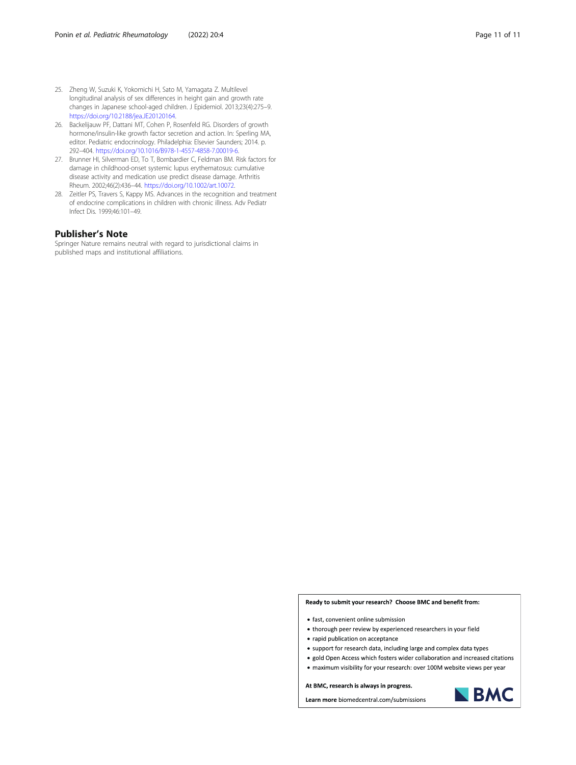25. Zheng W, Suzuki K, Yokomichi H, Sato M, Yamagata Z. Multilevel longitudinal analysis of sex differences in height gain and growth rate changes in Japanese school-aged children. J Epidemiol. 2013;23(4):275–9. https://doi.org/10.2188/jea.JE20120164.
26. Backelijauw PF, Dattani MT, Cohen P, Rosenfeld RG. Disorders of growth hormone/insulin-like growth factor secretion and action. In: Sperling MA, editor. Pediatric endocrinology. Philadelphia: Elsevier Saunders; 2014. p. 292–404. https://doi.org/10.1016/B978-1-4557-4858-7.00019-6.
27. Brunner HI, Silverman ED, To T, Bombardier C, Feldman BM. Risk factors for damage in childhood-onset systemic lupus erythematosus: cumulative disease activity and medication use predict disease damage. Arthritis Rheum. 2002;46(2):436–44. https://doi.org/10.1002/art.10072.
28. Zeitler PS, Travers S, Kappy MS. Advances in the recognition and treatment of endocrine complications in children with chronic illness. Adv Pediatr Infect Dis. 1999;46:101–49.

## Publisher's Note

Springer Nature remains neutral with regard to jurisdictional claims in published maps and institutional affiliations.

**Ready to submit your research? Choose BMC and benefit from:**

- fast, convenient online submission
- thorough peer review by experienced researchers in your field
- rapid publication on acceptance
- support for research data, including large and complex data types
- gold Open Access which fosters wider collaboration and increased citations
- maximum visibility for your research: over 100M website views per year

**At BMC, research is always in progress.**

**Learn more** biomedcentral.com/submissions

BMC